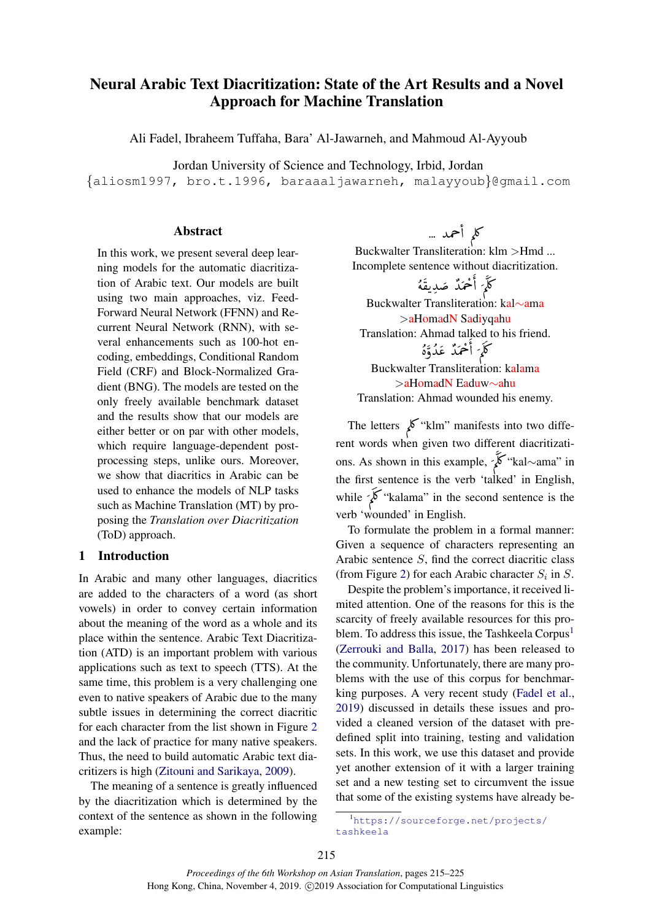# Neural Arabic Text Diacritization: State of the Art Results and a Novel Approach for Machine Translation

Ali Fadel, Ibraheem Tuffaha, Bara' Al-Jawarneh, and Mahmoud Al-Ayyoub

Jordan University of Science and Technology, Irbid, Jordan

{aliosm1997, bro.t.1996, baraaaljawarneh, malayyoub}@gmail.com

## Abstract

In this work, we present several deep learning models for the automatic diacritization of Arabic text. Our models are built using two main approaches, viz. Feed-Forward Neural Network (FFNN) and Recurrent Neural Network (RNN), with several enhancements such as 100-hot encoding, embeddings, Conditional Random Field (CRF) and Block-Normalized Gradient (BNG). The models are tested on the only freely available benchmark dataset and the results show that our models are either better or on par with other models, which require language-dependent post-processing steps, unlike ours. Moreover, we show that diacritics in Arabic can be used to enhance the models of NLP tasks such as Machine Translation (MT) by proposing the *Translation over Diacritization* (ToD) approach.

## 1 Introduction

In Arabic and many other languages, diacritics are added to the characters of a word (as short vowels) in order to convey certain information about the meaning of the word as a whole and its place within the sentence. Arabic Text Diacritization (ATD) is an important problem with various applications such as text to speech (TTS). At the same time, this problem is a very challenging one even to native speakers of Arabic due to the many subtle issues in determining the correct diacritic for each character from the list shown in Figure 2 and the lack of practice for many native speakers. Thus, the need to build automatic Arabic text diacritizers is high (Zitouni and Sarikaya, 2009).

The meaning of a sentence is greatly influenced by the diacritization which is determined by the context of the sentence as shown in the following example:

كلم أحمد ...

Buckwalter Transliteration: klm >Hmd ...
Incomplete sentence without diacritization.

كَلَّمَ أَحْمَدُ صَدِيقَهُ

Buckwalter Transliteration: kal~ama >aHomadN Sadiyqahu
Translation: Ahmad talked to his friend.

كَلَمَ أَحْمَدُ عَدُوَّهُ

Buckwalter Transliteration: kalama >aHomadN Eaduw~ahu
Translation: Ahmad wounded his enemy.

The letters كلم "klm" manifests into two different words when given two different diacritizations. As shown in this example, كَلَّمَ "kal~ama" in the first sentence is the verb 'talked' in English, while كَلَمَ "kalama" in the second sentence is the verb 'wounded' in English.

To formulate the problem in a formal manner: Given a sequence of characters representing an Arabic sentence $S$, find the correct diacritic class (from Figure 2) for each Arabic character $S_i$ in $S$.

Despite the problem's importance, it received limited attention. One of the reasons for this is the scarcity of freely available resources for this problem. To address this issue, the Tashkeela Corpus[1] (Zerrouki and Balla, 2017) has been released to the community. Unfortunately, there are many problems with the use of this corpus for benchmarking purposes. A very recent study (Fadel et al., 2019) discussed in details these issues and provided a cleaned version of the dataset with predefined split into training, testing and validation sets. In this work, we use this dataset and provide yet another extension of it with a larger training set and a new testing set to circumvent the issue that some of the existing systems have already be-

[1] https://sourceforge.net/projects/tashkeela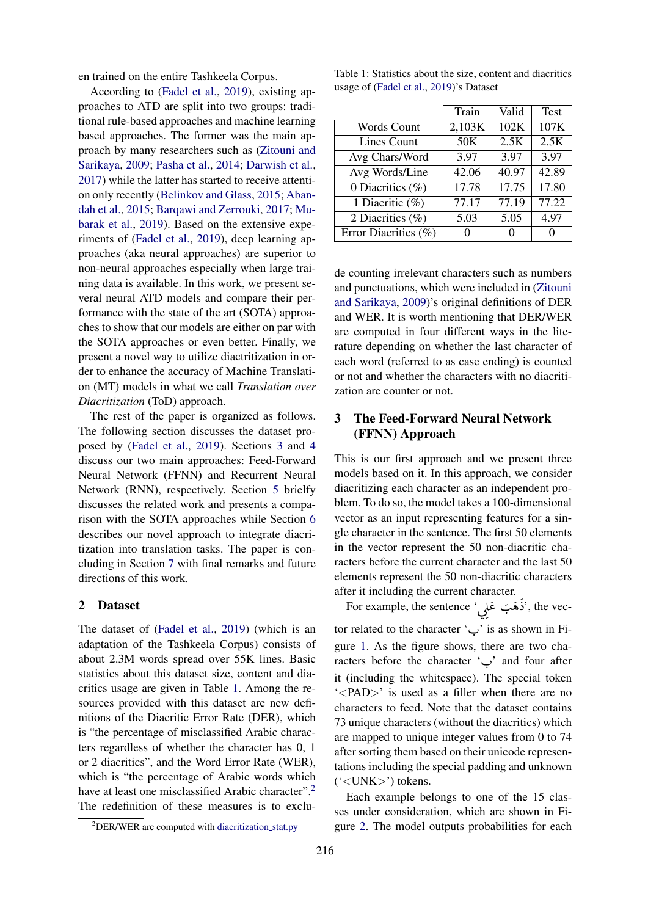en trained on the entire Tashkeela Corpus.

According to (Fadel et al., 2019), existing approaches to ATD are split into two groups: traditional rule-based approaches and machine learning based approaches. The former was the main approach by many researchers such as (Zitouni and Sarikaya, 2009; Pasha et al., 2014; Darwish et al., 2017) while the latter has started to receive attention only recently (Belinkov and Glass, 2015; Abandah et al., 2015; Barqawi and Zerrouki, 2017; Mubarak et al., 2019). Based on the extensive experiments of (Fadel et al., 2019), deep learning approaches (aka neural approaches) are superior to non-neural approaches especially when large training data is available. In this work, we present several neural ATD models and compare their performance with the state of the art (SOTA) approaches to show that our models are either on par with the SOTA approaches or even better. Finally, we present a novel way to utilize diactritization in order to enhance the accuracy of Machine Translation (MT) models in what we call *Translation over Diacritization* (ToD) approach.

The rest of the paper is organized as follows. The following section discusses the dataset proposed by (Fadel et al., 2019). Sections 3 and 4 discuss our two main approaches: Feed-Forward Neural Network (FFNN) and Recurrent Neural Network (RNN), respectively. Section 5 briefly discusses the related work and presents a comparison with the SOTA approaches while Section 6 describes our novel approach to integrate diacritization into translation tasks. The paper is concluding in Section 7 with final remarks and future directions of this work.

## 2 Dataset

The dataset of (Fadel et al., 2019) (which is an adaptation of the Tashkeela Corpus) consists of about 2.3M words spread over 55K lines. Basic statistics about this dataset size, content and diacritics usage are given in Table 1. Among the resources provided with this dataset are new definitions of the Diacritic Error Rate (DER), which is "the percentage of misclassified Arabic characters regardless of whether the character has 0, 1 or 2 diacritics", and the Word Error Rate (WER), which is "the percentage of Arabic words which have at least one misclassified Arabic character".[2] The redefinition of these measures is to exclude counting irrelevant characters such as numbers and punctuations, which were included in (Zitouni and Sarikaya, 2009)'s original definitions of DER and WER. It is worth mentioning that DER/WER are computed in four different ways in the literature depending on whether the last character of each word (referred to as case ending) is counted or not and whether the characters with no diacritization are counter or not.

[2] DER/WER are computed with diacritization_stat.py

Table 1: Statistics about the size, content and diacritics usage of (Fadel et al., 2019)'s Dataset

| | Train | Valid | Test |
|---|---|---|---|
| Words Count | 2,103K | 102K | 107K |
| Lines Count | 50K | 2.5K | 2.5K |
| Avg Chars/Word | 3.97 | 3.97 | 3.97 |
| Avg Words/Line | 42.06 | 40.97 | 42.89 |
| 0 Diacritics (%) | 17.78 | 17.75 | 17.80 |
| 1 Diacritic (%) | 77.17 | 77.19 | 77.22 |
| 2 Diacritics (%) | 5.03 | 5.05 | 4.97 |
| Error Diacritics (%) | 0 | 0 | 0 |

## 3 The Feed-Forward Neural Network (FFNN) Approach

This is our first approach and we present three models based on it. In this approach, we consider diacritizing each character as an independent problem. To do so, the model takes a 100-dimensional vector as an input representing features for a single character in the sentence. The first 50 elements in the vector represent the 50 non-diacritic characters before the current character and the last 50 elements represent the 50 non-diacritic characters after it including the current character.

For example, the sentence 'ذَهَبَ عَلِي', the vector related to the character 'ب' is as shown in Figure 1. As the figure shows, there are two characters before the character 'ب' and four after it (including the whitespace). The special token '<PAD>' is used as a filler when there are no characters to feed. Note that the dataset contains 73 unique characters (without the diacritics) which are mapped to unique integer values from 0 to 74 after sorting them based on their unicode representations including the special padding and unknown ('<UNK>') tokens.

Each example belongs to one of the 15 classes under consideration, which are shown in Figure 2. The model outputs probabilities for each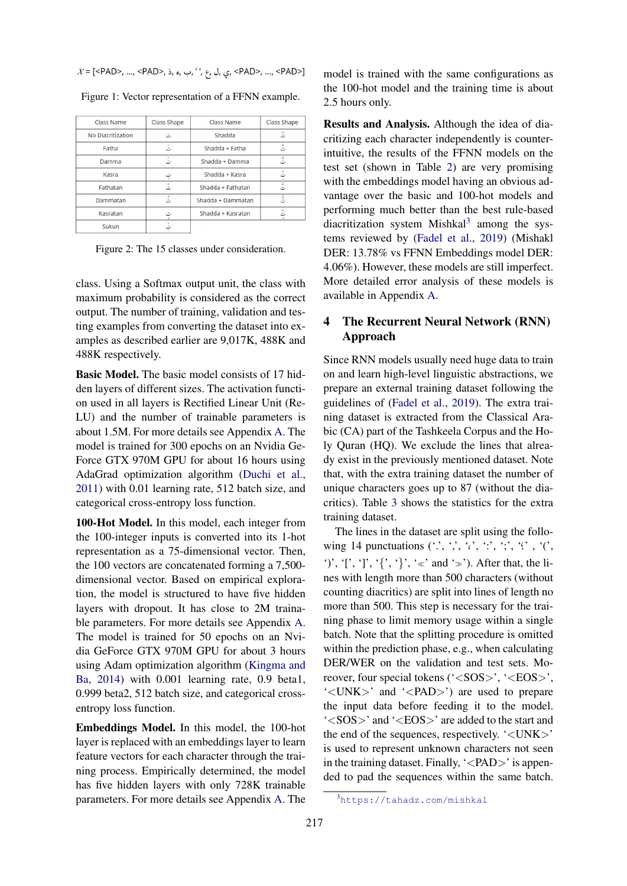$\mathcal{X}$ = [<PAD>, ..., <PAD>, ذ, ه, ب, ' ', ع, ل, ي, <PAD>, ..., <PAD>]

Figure 1: Vector representation of a FFNN example.

| Class Name | Class Shape | Class Name | Class Shape |
|---|---|---|---|
| No Diacritization | ت | Shadda | تّ |
| Fatha | تَ | Shadda + Fatha | تَّ |
| Damma | تُ | Shadda + Damma | تُّ |
| Kasra | تِ | Shadda + Kasra | تِّ |
| Fathatan | تً | Shadda + Fathatan | تًّ |
| Dammatan | تٌ | Shadda + Dammatan | تٌّ |
| Kasratan | تٍ | Shadda + Kasratan | تٍّ |
| Sukun | تْ | | |

Figure 2: The 15 classes under consideration.

class. Using a Softmax output unit, the class with maximum probability is considered as the correct output. The number of training, validation and testing examples from converting the dataset into examples as described earlier are 9,017K, 488K and 488K respectively.

**Basic Model.** The basic model consists of 17 hidden layers of different sizes. The activation function used in all layers is Rectified Linear Unit (ReLU) and the number of trainable parameters is about 1.5M. For more details see Appendix A. The model is trained for 300 epochs on an Nvidia GeForce GTX 970M GPU for about 16 hours using AdaGrad optimization algorithm (Duchi et al., 2011) with 0.01 learning rate, 512 batch size, and categorical cross-entropy loss function.

**100-Hot Model.** In this model, each integer from the 100-integer inputs is converted into its 1-hot representation as a 75-dimensional vector. Then, the 100 vectors are concatenated forming a 7,500-dimensional vector. Based on empirical exploration, the model is structured to have five hidden layers with dropout. It has close to 2M trainable parameters. For more details see Appendix A. The model is trained for 50 epochs on an Nvidia GeForce GTX 970M GPU for about 3 hours using Adam optimization algorithm (Kingma and Ba, 2014) with 0.001 learning rate, 0.9 beta1, 0.999 beta2, 512 batch size, and categorical cross-entropy loss function.

**Embeddings Model.** In this model, the 100-hot layer is replaced with an embeddings layer to learn feature vectors for each character through the training process. Empirically determined, the model has five hidden layers with only 728K trainable parameters. For more details see Appendix A. The model is trained with the same configurations as the 100-hot model and the training time is about 2.5 hours only.

**Results and Analysis.** Although the idea of diacritizing each character independently is counter-intuitive, the results of the FFNN models on the test set (shown in Table 2) are very promising with the embeddings model having an obvious advantage over the basic and 100-hot models and performing much better than the best rule-based diacritization system Mishkal[3] among the systems reviewed by (Fadel et al., 2019) (Mishakl DER: 13.78% vs FFNN Embeddings model DER: 4.06%). However, these models are still imperfect. More detailed error analysis of these models is available in Appendix A.

## 4 The Recurrent Neural Network (RNN) Approach

Since RNN models usually need huge data to train on and learn high-level linguistic abstractions, we prepare an external training dataset following the guidelines of (Fadel et al., 2019). The extra training dataset is extracted from the Classical Arabic (CA) part of the Tashkeela Corpus and the Holy Quran (HQ). We exclude the lines that already exist in the previously mentioned dataset. Note that, with the extra training dataset the number of unique characters goes up to 87 (without the diacritics). Table 3 shows the statistics for the extra training dataset.

The lines in the dataset are split using the following 14 punctuations ('.', ',', '،', ':', ';', '؛', '(', ')', '[', ']', '{', '}', '«' and '»'). After that, the lines with length more than 500 characters (without counting diacritics) are split into lines of length no more than 500. This step is necessary for the training phase to limit memory usage within a single batch. Note that the splitting procedure is omitted within the prediction phase, e.g., when calculating DER/WER on the validation and test sets. Moreover, four special tokens ('<SOS>', '<EOS>', '<UNK>' and '<PAD>') are used to prepare the input data before feeding it to the model. '<SOS>' and '<EOS>' are added to the start and the end of the sequences, respectively. '<UNK>' is used to represent unknown characters not seen in the training dataset. Finally, '<PAD>' is appended to pad the sequences within the same batch.

[3] https://tahadz.com/mishkal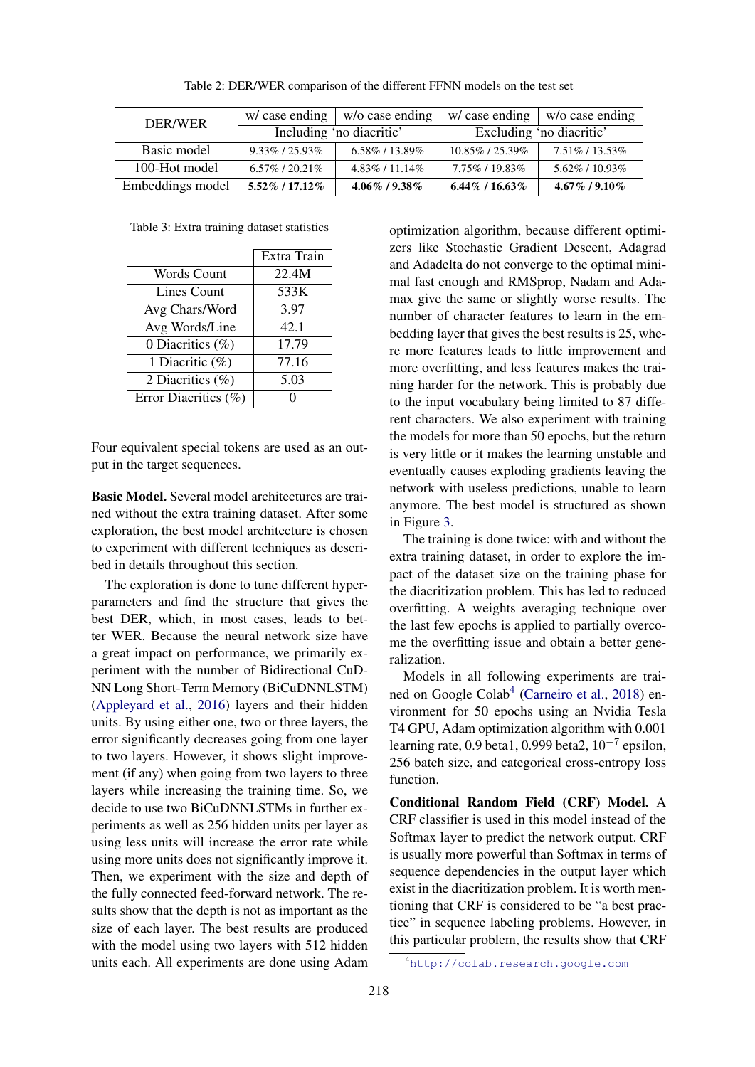Table 2: DER/WER comparison of the different FFNN models on the test set

| DER/WER | w/ case ending | w/o case ending | w/ case ending | w/o case ending |
|---|---|---|---|---|
| | Including 'no diacritic' | | Excluding 'no diacritic' | |
| Basic model | 9.33% / 25.93% | 6.58% / 13.89% | 10.85% / 25.39% | 7.51% / 13.53% |
| 100-Hot model | 6.57% / 20.21% | 4.83% / 11.14% | 7.75% / 19.83% | 5.62% / 10.93% |
| Embeddings model | **5.52% / 17.12%** | **4.06% / 9.38%** | **6.44% / 16.63%** | **4.67% / 9.10%** |

Table 3: Extra training dataset statistics

| | Extra Train |
|---|---|
| Words Count | 22.4M |
| Lines Count | 533K |
| Avg Chars/Word | 3.97 |
| Avg Words/Line | 42.1 |
| 0 Diacritics (%) | 17.79 |
| 1 Diacritic (%) | 77.16 |
| 2 Diacritics (%) | 5.03 |
| Error Diacritics (%) | 0 |

Four equivalent special tokens are used as an output in the target sequences.

**Basic Model.** Several model architectures are trained without the extra training dataset. After some exploration, the best model architecture is chosen to experiment with different techniques as described in details throughout this section.

The exploration is done to tune different hyperparameters and find the structure that gives the best DER, which, in most cases, leads to better WER. Because the neural network size have a great impact on performance, we primarily experiment with the number of Bidirectional CuDNN Long Short-Term Memory (BiCuDNNLSTM) (Appleyard et al., 2016) layers and their hidden units. By using either one, two or three layers, the error significantly decreases going from one layer to two layers. However, it shows slight improvement (if any) when going from two layers to three layers while increasing the training time. So, we decide to use two BiCuDNNLSTMs in further experiments as well as 256 hidden units per layer as using less units will increase the error rate while using more units does not significantly improve it. Then, we experiment with the size and depth of the fully connected feed-forward network. The results show that the depth is not as important as the size of each layer. The best results are produced with the model using two layers with 512 hidden units each. All experiments are done using Adam optimization algorithm, because different optimizers like Stochastic Gradient Descent, Adagrad and Adadelta do not converge to the optimal minimal fast enough and RMSprop, Nadam and Adamax give the same or slightly worse results. The number of character features to learn in the embedding layer that gives the best results is 25, where more features leads to little improvement and more overfitting, and less features makes the training harder for the network. This is probably due to the input vocabulary being limited to 87 different characters. We also experiment with training the models for more than 50 epochs, but the return is very little or it makes the learning unstable and eventually causes exploding gradients leaving the network with useless predictions, unable to learn anymore. The best model is structured as shown in Figure 3.

The training is done twice: with and without the extra training dataset, in order to explore the impact of the dataset size on the training phase for the diacritization problem. This has led to reduced overfitting. A weights averaging technique over the last few epochs is applied to partially overcome the overfitting issue and obtain a better generalization.

Models in all following experiments are trained on Google Colab[4] (Carneiro et al., 2018) environment for 50 epochs using an Nvidia Tesla T4 GPU, Adam optimization algorithm with 0.001 learning rate, 0.9 beta1, 0.999 beta2, $10^{-7}$ epsilon, 256 batch size, and categorical cross-entropy loss function.

**Conditional Random Field (CRF) Model.** A CRF classifier is used in this model instead of the Softmax layer to predict the network output. CRF is usually more powerful than Softmax in terms of sequence dependencies in the output layer which exist in the diacritization problem. It is worth mentioning that CRF is considered to be "a best practice" in sequence labeling problems. However, in this particular problem, the results show that CRF

[4] http://colab.research.google.com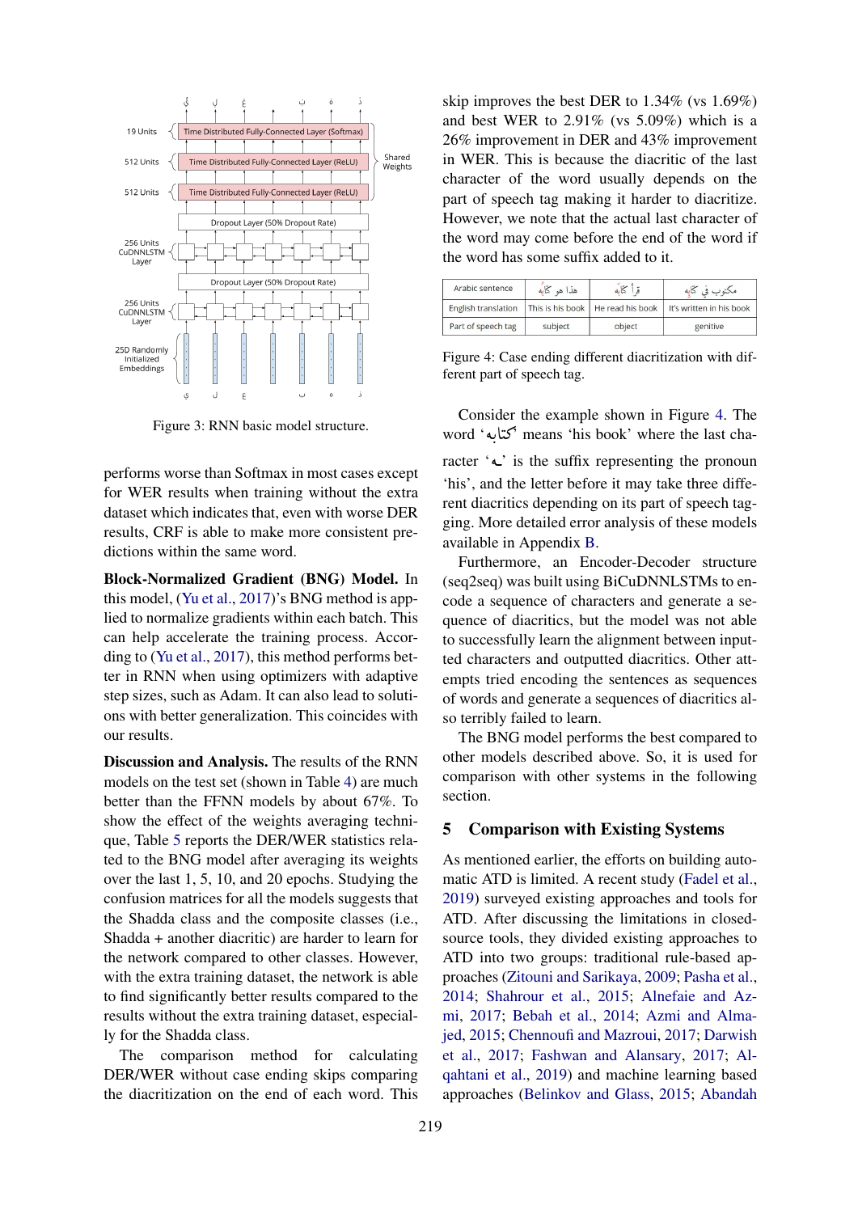Figure 3: RNN basic model structure.

performs worse than Softmax in most cases except for WER results when training without the extra dataset which indicates that, even with worse DER results, CRF is able to make more consistent predictions within the same word.

**Block-Normalized Gradient (BNG) Model.** In this model, (Yu et al., 2017)'s BNG method is applied to normalize gradients within each batch. This can help accelerate the training process. According to (Yu et al., 2017), this method performs better in RNN when using optimizers with adaptive step sizes, such as Adam. It can also lead to solutions with better generalization. This coincides with our results.

**Discussion and Analysis.** The results of the RNN models on the test set (shown in Table 4) are much better than the FFNN models by about 67%. To show the effect of the weights averaging technique, Table 5 reports the DER/WER statistics related to the BNG model after averaging its weights over the last 1, 5, 10, and 20 epochs. Studying the confusion matrices for all the models suggests that the Shadda class and the composite classes (i.e., Shadda + another diacritic) are harder to learn for the network compared to other classes. However, with the extra training dataset, the network is able to find significantly better results compared to the results without the extra training dataset, especially for the Shadda class.

The comparison method for calculating DER/WER without case ending skips comparing the diacritization on the end of each word. This skip improves the best DER to 1.34% (vs 1.69%) and best WER to 2.91% (vs 5.09%) which is a 26% improvement in DER and 43% improvement in WER. This is because the diacritic of the last character of the word usually depends on the part of speech tag making it harder to diacritize. However, we note that the actual last character of the word may come before the end of the word if the word has some suffix added to it.

| Arabic sentence | هذا هو كِتابُه | قرأ كِتابَه | مكتوب في كِتابِه |
|---|---|---|---|
| English translation | This is his book | He read his book | It's written in his book |
| Part of speech tag | subject | object | genitive |

Figure 4: Case ending different diacritization with different part of speech tag.

Consider the example shown in Figure 4. The word 'كِتابه' means 'his book' where the last character 'ـه' is the suffix representing the pronoun 'his', and the letter before it may take three different diacritics depending on its part of speech tagging. More detailed error analysis of these models available in Appendix B.

Furthermore, an Encoder-Decoder structure (seq2seq) was built using BiCuDNNLSTMs to encode a sequence of characters and generate a sequence of diacritics, but the model was not able to successfully learn the alignment between inputted characters and outputted diacritics. Other attempts tried encoding the sentences as sequences of words and generate a sequences of diacritics also terribly failed to learn.

The BNG model performs the best compared to other models described above. So, it is used for comparison with other systems in the following section.

## 5 Comparison with Existing Systems

As mentioned earlier, the efforts on building automatic ATD is limited. A recent study (Fadel et al., 2019) surveyed existing approaches and tools for ATD. After discussing the limitations in closed-source tools, they divided existing approaches to ATD into two groups: traditional rule-based approaches (Zitouni and Sarikaya, 2009; Pasha et al., 2014; Shahrour et al., 2015; Alnefaie and Azmi, 2017; Bebah et al., 2014; Azmi and Almajed, 2015; Chennoufi and Mazroui, 2017; Darwish et al., 2017; Fashwan and Alansary, 2017; Alqahtani et al., 2019) and machine learning based approaches (Belinkov and Glass, 2015; Abandah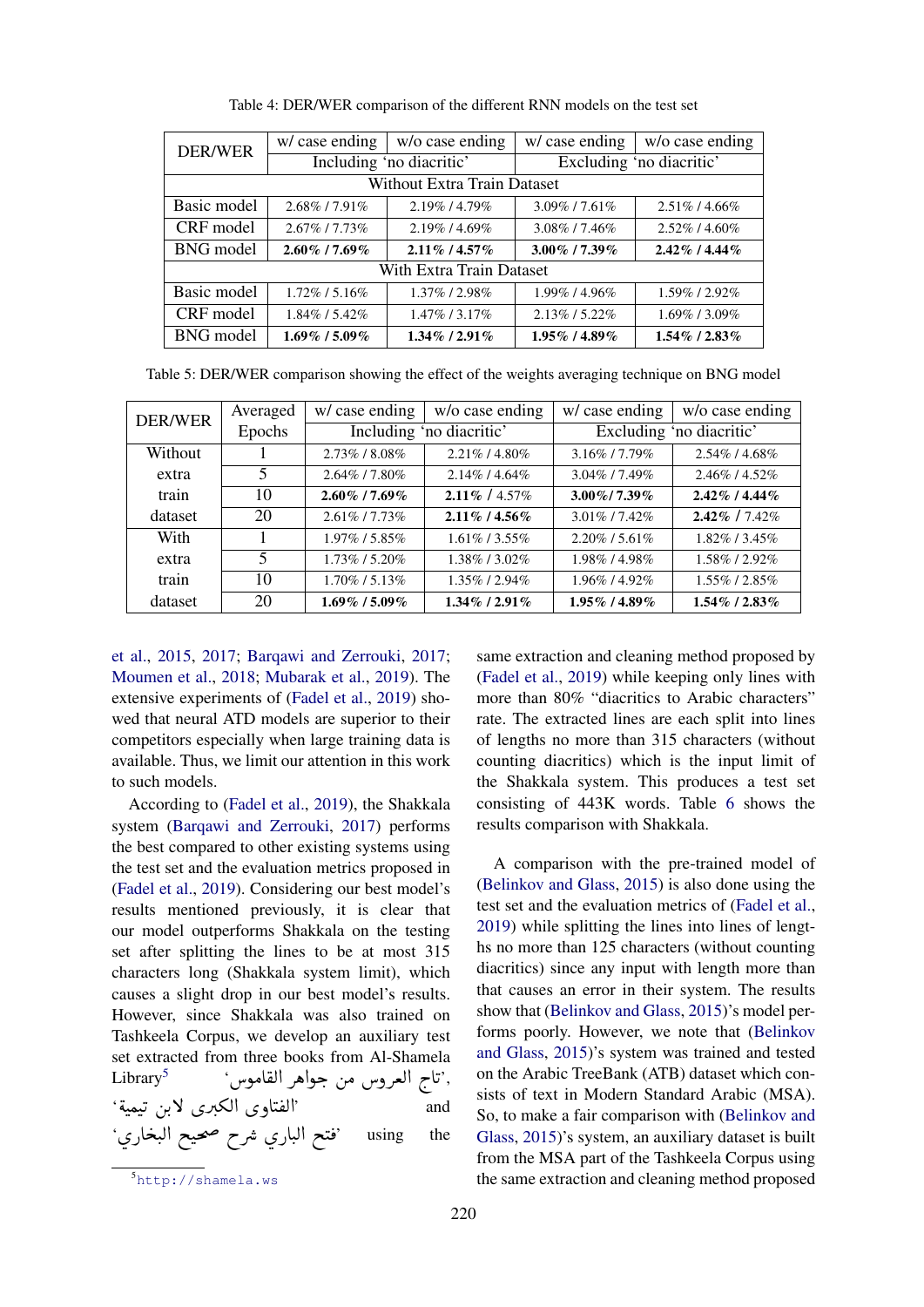Table 4: DER/WER comparison of the different RNN models on the test set

| DER/WER | w/ case ending | w/o case ending | w/ case ending | w/o case ending |
|---|---|---|---|---|
| | Including 'no diacritic' | | Excluding 'no diacritic' | |
| **Without Extra Train Dataset** | | | | |
| Basic model | 2.68% / 7.91% | 2.19% / 4.79% | 3.09% / 7.61% | 2.51% / 4.66% |
| CRF model | 2.67% / 7.73% | 2.19% / 4.69% | 3.08% / 7.46% | 2.52% / 4.60% |
| BNG model | **2.60% / 7.69%** | **2.11% / 4.57%** | **3.00% / 7.39%** | **2.42% / 4.44%** |
| **With Extra Train Dataset** | | | | |
| Basic model | 1.72% / 5.16% | 1.37% / 2.98% | 1.99% / 4.96% | 1.59% / 2.92% |
| CRF model | 1.84% / 5.42% | 1.47% / 3.17% | 2.13% / 5.22% | 1.69% / 3.09% |
| BNG model | **1.69% / 5.09%** | **1.34% / 2.91%** | **1.95% / 4.89%** | **1.54% / 2.83%** |

Table 5: DER/WER comparison showing the effect of the weights averaging technique on BNG model

| DER/WER | Averaged Epochs | w/ case ending | w/o case ending | w/ case ending | w/o case ending |
|---|---|---|---|---|---|
| | | Including 'no diacritic' | | Excluding 'no diacritic' | |
| Without extra train dataset | 1 | 2.73% / 8.08% | 2.21% / 4.80% | 3.16% / 7.79% | 2.54% / 4.68% |
| | 5 | 2.64% / 7.80% | 2.14% / 4.64% | 3.04% / 7.49% | 2.46% / 4.52% |
| | 10 | **2.60% / 7.69%** | **2.11%** / 4.57% | **3.00%/ 7.39%** | **2.42% / 4.44%** |
| | 20 | 2.61% / 7.73% | **2.11% / 4.56%** | 3.01% / 7.42% | **2.42%** / 7.42% |
| With extra train dataset | 1 | 1.97% / 5.85% | 1.61% / 3.55% | 2.20% / 5.61% | 1.82% / 3.45% |
| | 5 | 1.73% / 5.20% | 1.38% / 3.02% | 1.98% / 4.98% | 1.58% / 2.92% |
| | 10 | 1.70% / 5.13% | 1.35% / 2.94% | 1.96% / 4.92% | 1.55% / 2.85% |
| | 20 | **1.69% / 5.09%** | **1.34% / 2.91%** | **1.95% / 4.89%** | **1.54% / 2.83%** |

et al., 2015, 2017; Barqawi and Zerrouki, 2017; Moumen et al., 2018; Mubarak et al., 2019). The extensive experiments of (Fadel et al., 2019) showed that neural ATD models are superior to their competitors especially when large training data is available. Thus, we limit our attention in this work to such models.

According to (Fadel et al., 2019), the Shakkala system (Barqawi and Zerrouki, 2017) performs the best compared to other existing systems using the test set and the evaluation metrics proposed in (Fadel et al., 2019). Considering our best model's results mentioned previously, it is clear that our model outperforms Shakkala on the testing set after splitting the lines to be at most 315 characters long (Shakkala system limit), which causes a slight drop in our best model's results. However, since Shakkala was also trained on Tashkeela Corpus, we develop an auxiliary test set extracted from three books from Al-Shamela Library[5] 'تاج العروس من جواهر القاموس', 'الفتاوى الكبرى لابن تيمية' and 'فتح الباري شرح صحيح البخاري' using the same extraction and cleaning method proposed by (Fadel et al., 2019) while keeping only lines with more than 80% "diacritics to Arabic characters" rate. The extracted lines are each split into lines of lengths no more than 315 characters (without counting diacritics) which is the input limit of the Shakkala system. This produces a test set consisting of 443K words. Table 6 shows the results comparison with Shakkala.

A comparison with the pre-trained model of (Belinkov and Glass, 2015) is also done using the test set and the evaluation metrics of (Fadel et al., 2019) while splitting the lines into lines of lengths no more than 125 characters (without counting diacritics) since any input with length more than that causes an error in their system. The results show that (Belinkov and Glass, 2015)'s model performs poorly. However, we note that (Belinkov and Glass, 2015)'s system was trained and tested on the Arabic TreeBank (ATB) dataset which consists of text in Modern Standard Arabic (MSA). So, to make a fair comparison with (Belinkov and Glass, 2015)'s system, an auxiliary dataset is built from the MSA part of the Tashkeela Corpus using the same extraction and cleaning method proposed

[5] http://shamela.ws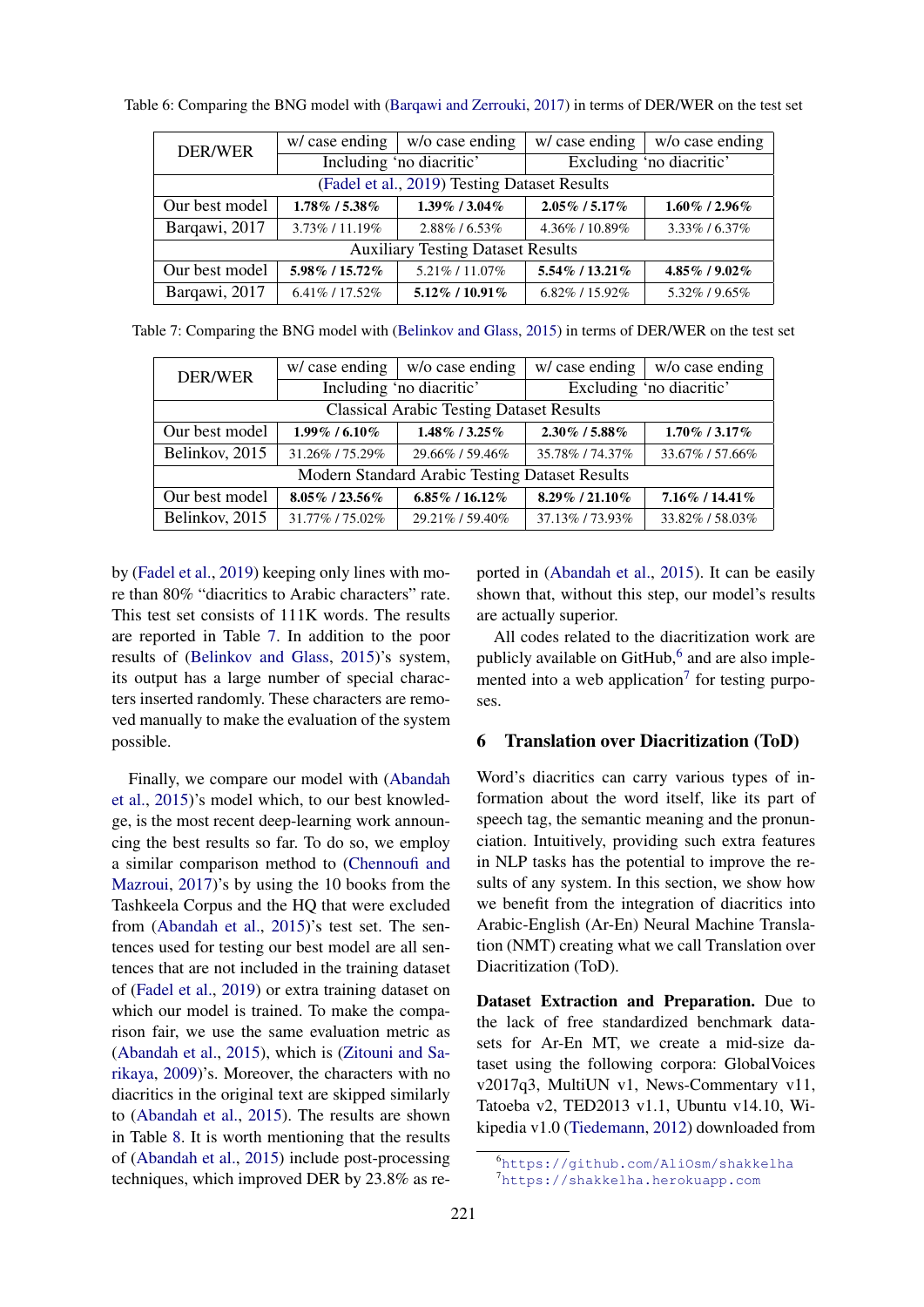Table 6: Comparing the BNG model with (Barqawi and Zerrouki, 2017) in terms of DER/WER on the test set

| DER/WER | w/ case ending | w/o case ending | w/ case ending | w/o case ending |
|---|---|---|---|---|
| | Including 'no diacritic' | | Excluding 'no diacritic' | |
| (Fadel et al., 2019) Testing Dataset Results | | | | |
| Our best model | **1.78% / 5.38%** | **1.39% / 3.04%** | **2.05% / 5.17%** | **1.60% / 2.96%** |
| Barqawi, 2017 | 3.73% / 11.19% | 2.88% / 6.53% | 4.36% / 10.89% | 3.33% / 6.37% |
| Auxiliary Testing Dataset Results | | | | |
| Our best model | **5.98% / 15.72%** | 5.21% / 11.07% | **5.54% / 13.21%** | **4.85% / 9.02%** |
| Barqawi, 2017 | 6.41% / 17.52% | **5.12% / 10.91%** | 6.82% / 15.92% | 5.32% / 9.65% |

Table 7: Comparing the BNG model with (Belinkov and Glass, 2015) in terms of DER/WER on the test set

| DER/WER | w/ case ending | w/o case ending | w/ case ending | w/o case ending |
|---|---|---|---|---|
| | Including 'no diacritic' | | Excluding 'no diacritic' | |
| Classical Arabic Testing Dataset Results | | | | |
| Our best model | **1.99% / 6.10%** | **1.48% / 3.25%** | **2.30% / 5.88%** | **1.70% / 3.17%** |
| Belinkov, 2015 | 31.26% / 75.29% | 29.66% / 59.46% | 35.78% / 74.37% | 33.67% / 57.66% |
| Modern Standard Arabic Testing Dataset Results | | | | |
| Our best model | **8.05% / 23.56%** | **6.85% / 16.12%** | **8.29% / 21.10%** | **7.16% / 14.41%** |
| Belinkov, 2015 | 31.77% / 75.02% | 29.21% / 59.40% | 37.13% / 73.93% | 33.82% / 58.03% |

by (Fadel et al., 2019) keeping only lines with more than 80% "diacritics to Arabic characters" rate. This test set consists of 111K words. The results are reported in Table 7. In addition to the poor results of (Belinkov and Glass, 2015)'s system, its output has a large number of special characters inserted randomly. These characters are removed manually to make the evaluation of the system possible.

Finally, we compare our model with (Abandah et al., 2015)'s model which, to our best knowledge, is the most recent deep-learning work announcing the best results so far. To do so, we employ a similar comparison method to (Chennoufi and Mazroui, 2017)'s by using the 10 books from the Tashkeela Corpus and the HQ that were excluded from (Abandah et al., 2015)'s test set. The sentences used for testing our best model are all sentences that are not included in the training dataset of (Fadel et al., 2019) or extra training dataset on which our model is trained. To make the comparison fair, we use the same evaluation metric as (Abandah et al., 2015), which is (Zitouni and Sarikaya, 2009)'s. Moreover, the characters with no diacritics in the original text are skipped similarly to (Abandah et al., 2015). The results are shown in Table 8. It is worth mentioning that the results of (Abandah et al., 2015) include post-processing techniques, which improved DER by 23.8% as reported in (Abandah et al., 2015). It can be easily shown that, without this step, our model's results are actually superior.

All codes related to the diacritization work are publicly available on GitHub,[6] and are also implemented into a web application[7] for testing purposes.

## 6 Translation over Diacritization (ToD)

Word's diacritics can carry various types of information about the word itself, like its part of speech tag, the semantic meaning and the pronunciation. Intuitively, providing such extra features in NLP tasks has the potential to improve the results of any system. In this section, we show how we benefit from the integration of diacritics into Arabic-English (Ar-En) Neural Machine Translation (NMT) creating what we call Translation over Diacritization (ToD).

**Dataset Extraction and Preparation.** Due to the lack of free standardized benchmark datasets for Ar-En MT, we create a mid-size dataset using the following corpora: GlobalVoices v2017q3, MultiUN v1, News-Commentary v11, Tatoeba v2, TED2013 v1.1, Ubuntu v14.10, Wikipedia v1.0 (Tiedemann, 2012) downloaded from

[6] https://github.com/AliOsm/shakkelha
[7] https://shakkelha.herokuapp.com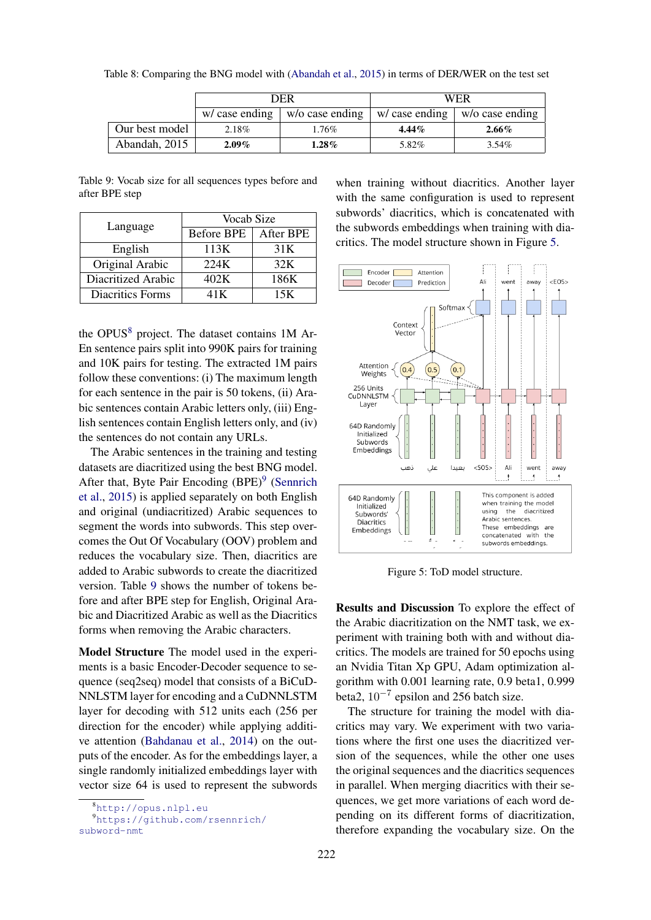Table 8: Comparing the BNG model with (Abandah et al., 2015) in terms of DER/WER on the test set

| | DER | | WER | |
|---|---|---|---|---|
| | w/ case ending | w/o case ending | w/ case ending | w/o case ending |
| Our best model | 2.18% | 1.76% | **4.44%** | **2.66%** |
| Abandah, 2015 | **2.09%** | **1.28%** | 5.82% | 3.54% |

Table 9: Vocab size for all sequences types before and after BPE step

| Language | Vocab Size | |
|---|---|---|
| | Before BPE | After BPE |
| English | 113K | 31K |
| Original Arabic | 224K | 32K |
| Diacritized Arabic | 402K | 186K |
| Diacritics Forms | 41K | 15K |

the OPUS[8] project. The dataset contains 1M Ar-En sentence pairs split into 990K pairs for training and 10K pairs for testing. The extracted 1M pairs follow these conventions: (i) The maximum length for each sentence in the pair is 50 tokens, (ii) Arabic sentences contain Arabic letters only, (iii) English sentences contain English letters only, and (iv) the sentences do not contain any URLs.

The Arabic sentences in the training and testing datasets are diacritized using the best BNG model. After that, Byte Pair Encoding (BPE)[9] (Sennrich et al., 2015) is applied separately on both English and original (undiacritized) Arabic sequences to segment the words into subwords. This step overcomes the Out Of Vocabulary (OOV) problem and reduces the vocabulary size. Then, diacritics are added to Arabic subwords to create the diacritized version. Table 9 shows the number of tokens before and after BPE step for English, Original Arabic and Diacritized Arabic as well as the Diacritics forms when removing the Arabic characters.

**Model Structure** The model used in the experiments is a basic Encoder-Decoder sequence to sequence (seq2seq) model that consists of a BiCuDNNLSTM layer for encoding and a CuDNNLSTM layer for decoding with 512 units each (256 per direction for the encoder) while applying additive attention (Bahdanau et al., 2014) on the outputs of the encoder. As for the embeddings layer, a single randomly initialized embeddings layer with vector size 64 is used to represent the subwords when training without diacritics. Another layer with the same configuration is used to represent subwords' diacritics, which is concatenated with the subwords embeddings when training with diacritics. The model structure shown in Figure 5.

Figure 5: ToD model structure.

**Results and Discussion** To explore the effect of the Arabic diacritization on the NMT task, we experiment with training both with and without diacritics. The models are trained for 50 epochs using an Nvidia Titan Xp GPU, Adam optimization algorithm with 0.001 learning rate, 0.9 beta1, 0.999 beta2, $10^{-7}$ epsilon and 256 batch size.

The structure for training the model with diacritics may vary. We experiment with two variations where the first one uses the diacritized version of the sequences, while the other one uses the original sequences and the diacritics sequences in parallel. When merging diacritics with their sequences, we get more variations of each word depending on its different forms of diacritization, therefore expanding the vocabulary size. On the

[8] http://opus.nlpl.eu

[9] https://github.com/rsennrich/subword-nmt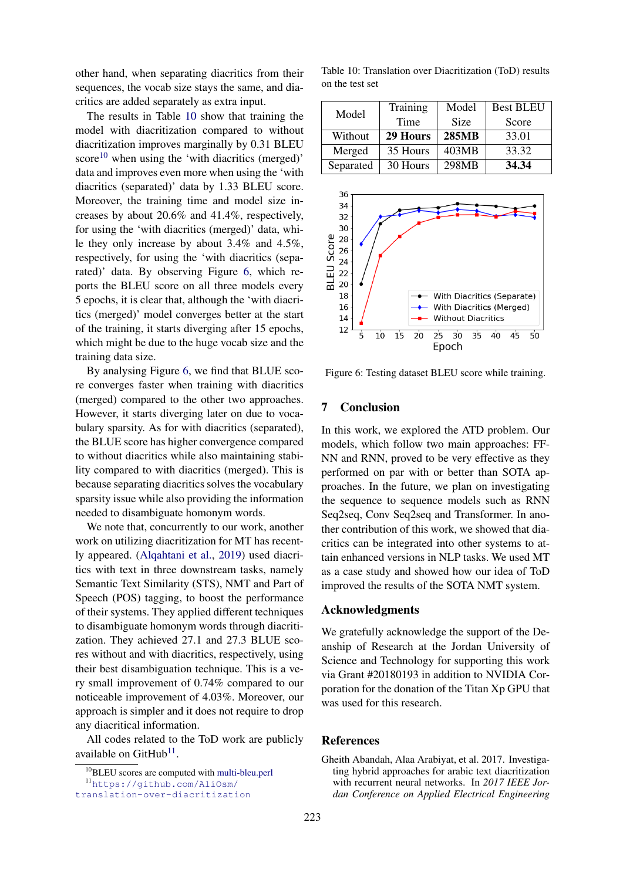other hand, when separating diacritics from their sequences, the vocab size stays the same, and diacritics are added separately as extra input.

The results in Table 10 show that training the model with diacritization compared to without diacritization improves marginally by 0.31 BLEU score[10] when using the 'with diacritics (merged)' data and improves even more when using the 'with diacritics (separated)' data by 1.33 BLEU score. Moreover, the training time and model size increases by about 20.6% and 41.4%, respectively, for using the 'with diacritics (merged)' data, while they only increase by about 3.4% and 4.5%, respectively, for using the 'with diacritics (separated)' data. By observing Figure 6, which reports the BLEU score on all three models every 5 epochs, it is clear that, although the 'with diacritics (merged)' model converges better at the start of the training, it starts diverging after 15 epochs, which might be due to the huge vocab size and the training data size.

By analysing Figure 6, we find that BLUE score converges faster when training with diacritics (merged) compared to the other two approaches. However, it starts diverging later on due to vocabulary sparsity. As for with diacritics (separated), the BLUE score has higher convergence compared to without diacritics while also maintaining stability compared to with diacritics (merged). This is because separating diacritics solves the vocabulary sparsity issue while also providing the information needed to disambiguate homonym words.

We note that, concurrently to our work, another work on utilizing diacritization for MT has recently appeared. (Alqahtani et al., 2019) used diacritics with text in three downstream tasks, namely Semantic Text Similarity (STS), NMT and Part of Speech (POS) tagging, to boost the performance of their systems. They applied different techniques to disambiguate homonym words through diacritization. They achieved 27.1 and 27.3 BLEU scores without and with diacritics, respectively, using their best disambiguation technique. This is a very small improvement of 0.74% compared to our noticeable improvement of 4.03%. Moreover, our approach is simpler and it does not require to drop any diacritical information.

All codes related to the ToD work are publicly available on GitHub[11].

[10] BLEU scores are computed with multi-bleu.perl

[11] https://github.com/AliOsm/translation-over-diacritization

Table 10: Translation over Diacritization (ToD) results on the test set

| Model | Training Time | Model Size | Best BLEU Score |
|---|---|---|---|
| Without | **29 Hours** | **285MB** | 33.01 |
| Merged | 35 Hours | 403MB | 33.32 |
| Separated | 30 Hours | 298MB | **34.34** |

Figure 6: Testing dataset BLEU score while training.

## 7 Conclusion

In this work, we explored the ATD problem. Our models, which follow two main approaches: FFNN and RNN, proved to be very effective as they performed on par with or better than SOTA approaches. In the future, we plan on investigating the sequence to sequence models such as RNN Seq2seq, Conv Seq2seq and Transformer. In another contribution of this work, we showed that diacritics can be integrated into other systems to attain enhanced versions in NLP tasks. We used MT as a case study and showed how our idea of ToD improved the results of the SOTA NMT system.

## Acknowledgments

We gratefully acknowledge the support of the Deanship of Research at the Jordan University of Science and Technology for supporting this work via Grant #20180193 in addition to NVIDIA Corporation for the donation of the Titan Xp GPU that was used for this research.

## References

Gheith Abandah, Alaa Arabiyat, et al. 2017. Investigating hybrid approaches for arabic text diacritization with recurrent neural networks. In *2017 IEEE Jordan Conference on Applied Electrical Engineering*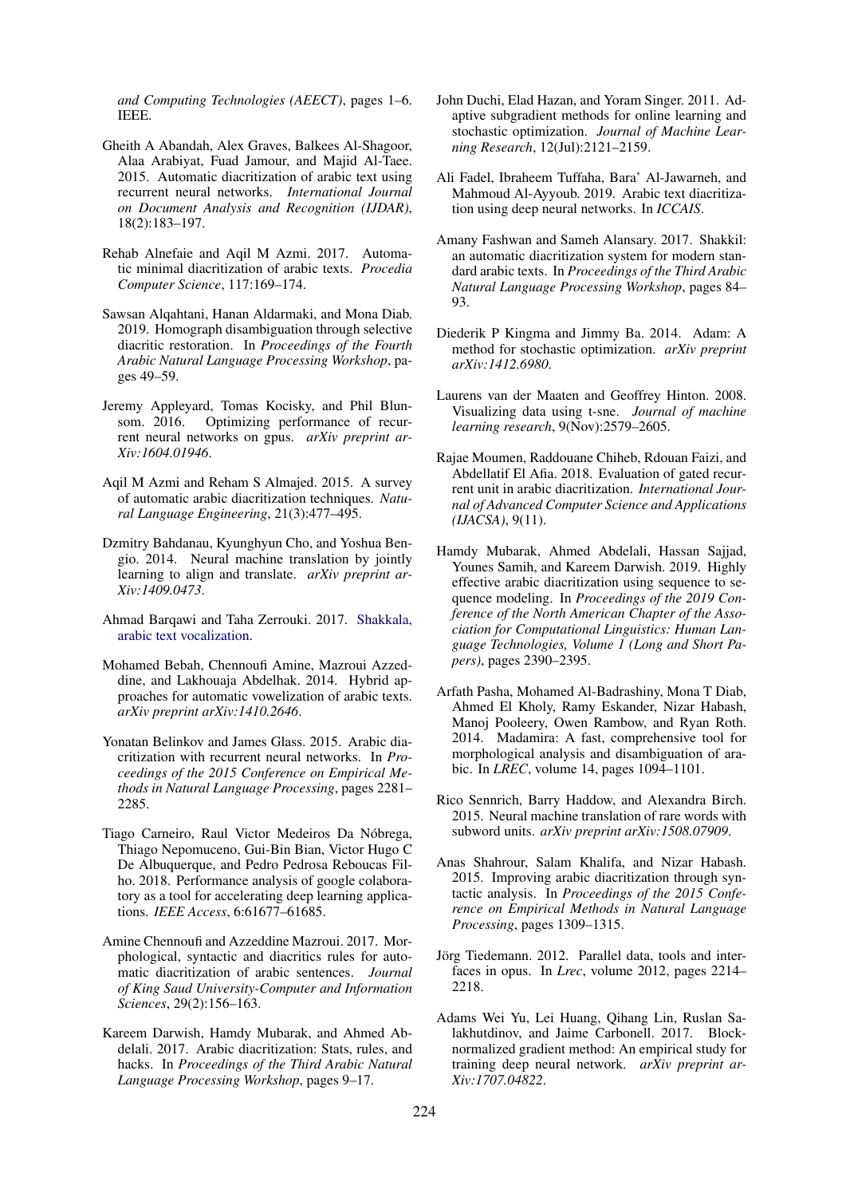and Computing Technologies (AEECT)*, pages 1–6. IEEE.

Gheith A Abandah, Alex Graves, Balkees Al-Shagoor, Alaa Arabiyat, Fuad Jamour, and Majid Al-Taee. 2015. Automatic diacritization of arabic text using recurrent neural networks. *International Journal on Document Analysis and Recognition (IJDAR)*, 18(2):183–197.

Rehab Alnefaie and Aqil M Azmi. 2017. Automatic minimal diacritization of arabic texts. *Procedia Computer Science*, 117:169–174.

Sawsan Alqahtani, Hanan Aldarmaki, and Mona Diab. 2019. Homograph disambiguation through selective diacritic restoration. In *Proceedings of the Fourth Arabic Natural Language Processing Workshop*, pages 49–59.

Jeremy Appleyard, Tomas Kocisky, and Phil Blunsom. 2016. Optimizing performance of recurrent neural networks on gpus. *arXiv preprint arXiv:1604.01946*.

Aqil M Azmi and Reham S Almajed. 2015. A survey of automatic arabic diacritization techniques. *Natural Language Engineering*, 21(3):477–495.

Dzmitry Bahdanau, Kyunghyun Cho, and Yoshua Bengio. 2014. Neural machine translation by jointly learning to align and translate. *arXiv preprint arXiv:1409.0473*.

Ahmad Barqawi and Taha Zerrouki. 2017. Shakkala, arabic text vocalization.

Mohamed Bebah, Chennoufi Amine, Mazroui Azzeddine, and Lakhouaja Abdelhak. 2014. Hybrid approaches for automatic vowelization of arabic texts. *arXiv preprint arXiv:1410.2646*.

Yonatan Belinkov and James Glass. 2015. Arabic diacritization with recurrent neural networks. In *Proceedings of the 2015 Conference on Empirical Methods in Natural Language Processing*, pages 2281–2285.

Tiago Carneiro, Raul Victor Medeiros Da Nóbrega, Thiago Nepomuceno, Gui-Bin Bian, Victor Hugo C De Albuquerque, and Pedro Pedrosa Reboucas Filho. 2018. Performance analysis of google colaboratory as a tool for accelerating deep learning applications. *IEEE Access*, 6:61677–61685.

Amine Chennoufi and Azzeddine Mazroui. 2017. Morphological, syntactic and diacritics rules for automatic diacritization of arabic sentences. *Journal of King Saud University-Computer and Information Sciences*, 29(2):156–163.

Kareem Darwish, Hamdy Mubarak, and Ahmed Abdelali. 2017. Arabic diacritization: Stats, rules, and hacks. In *Proceedings of the Third Arabic Natural Language Processing Workshop*, pages 9–17.

John Duchi, Elad Hazan, and Yoram Singer. 2011. Adaptive subgradient methods for online learning and stochastic optimization. *Journal of Machine Learning Research*, 12(Jul):2121–2159.

Ali Fadel, Ibraheem Tuffaha, Bara' Al-Jawarneh, and Mahmoud Al-Ayyoub. 2019. Arabic text diacritization using deep neural networks. In *ICCAIS*.

Amany Fashwan and Sameh Alansary. 2017. Shakkil: an automatic diacritization system for modern standard arabic texts. In *Proceedings of the Third Arabic Natural Language Processing Workshop*, pages 84–93.

Diederik P Kingma and Jimmy Ba. 2014. Adam: A method for stochastic optimization. *arXiv preprint arXiv:1412.6980*.

Laurens van der Maaten and Geoffrey Hinton. 2008. Visualizing data using t-sne. *Journal of machine learning research*, 9(Nov):2579–2605.

Rajae Moumen, Raddouane Chiheb, Rdouan Faizi, and Abdellatif El Afia. 2018. Evaluation of gated recurrent unit in arabic diacritization. *International Journal of Advanced Computer Science and Applications (IJACSA)*, 9(11).

Hamdy Mubarak, Ahmed Abdelali, Hassan Sajjad, Younes Samih, and Kareem Darwish. 2019. Highly effective arabic diacritization using sequence to sequence modeling. In *Proceedings of the 2019 Conference of the North American Chapter of the Association for Computational Linguistics: Human Language Technologies, Volume 1 (Long and Short Papers)*, pages 2390–2395.

Arfath Pasha, Mohamed Al-Badrashiny, Mona T Diab, Ahmed El Kholy, Ramy Eskander, Nizar Habash, Manoj Pooleery, Owen Rambow, and Ryan Roth. 2014. Madamira: A fast, comprehensive tool for morphological analysis and disambiguation of arabic. In *LREC*, volume 14, pages 1094–1101.

Rico Sennrich, Barry Haddow, and Alexandra Birch. 2015. Neural machine translation of rare words with subword units. *arXiv preprint arXiv:1508.07909*.

Anas Shahrour, Salam Khalifa, and Nizar Habash. 2015. Improving arabic diacritization through syntactic analysis. In *Proceedings of the 2015 Conference on Empirical Methods in Natural Language Processing*, pages 1309–1315.

Jörg Tiedemann. 2012. Parallel data, tools and interfaces in opus. In *Lrec*, volume 2012, pages 2214–2218.

Adams Wei Yu, Lei Huang, Qihang Lin, Ruslan Salakhutdinov, and Jaime Carbonell. 2017. Block-normalized gradient method: An empirical study for training deep neural network. *arXiv preprint arXiv:1707.04822*.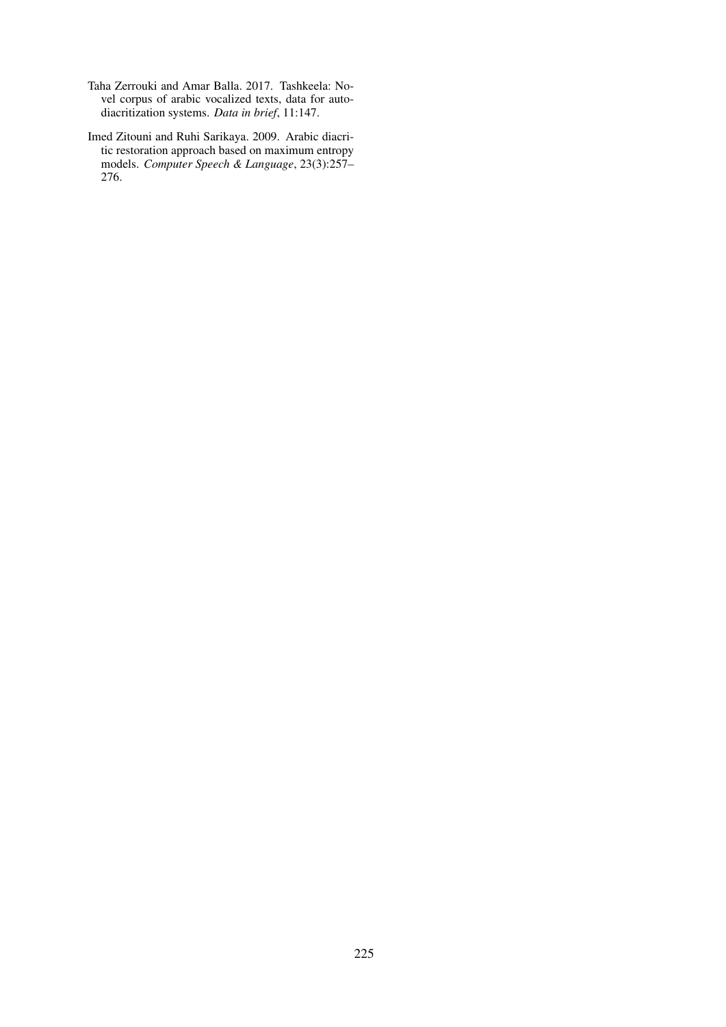Taha Zerrouki and Amar Balla. 2017. Tashkeela: Novel corpus of arabic vocalized texts, data for auto-diacritization systems. *Data in brief*, 11:147.

Imed Zitouni and Ruhi Sarikaya. 2009. Arabic diacritic restoration approach based on maximum entropy models. *Computer Speech & Language*, 23(3):257–276.